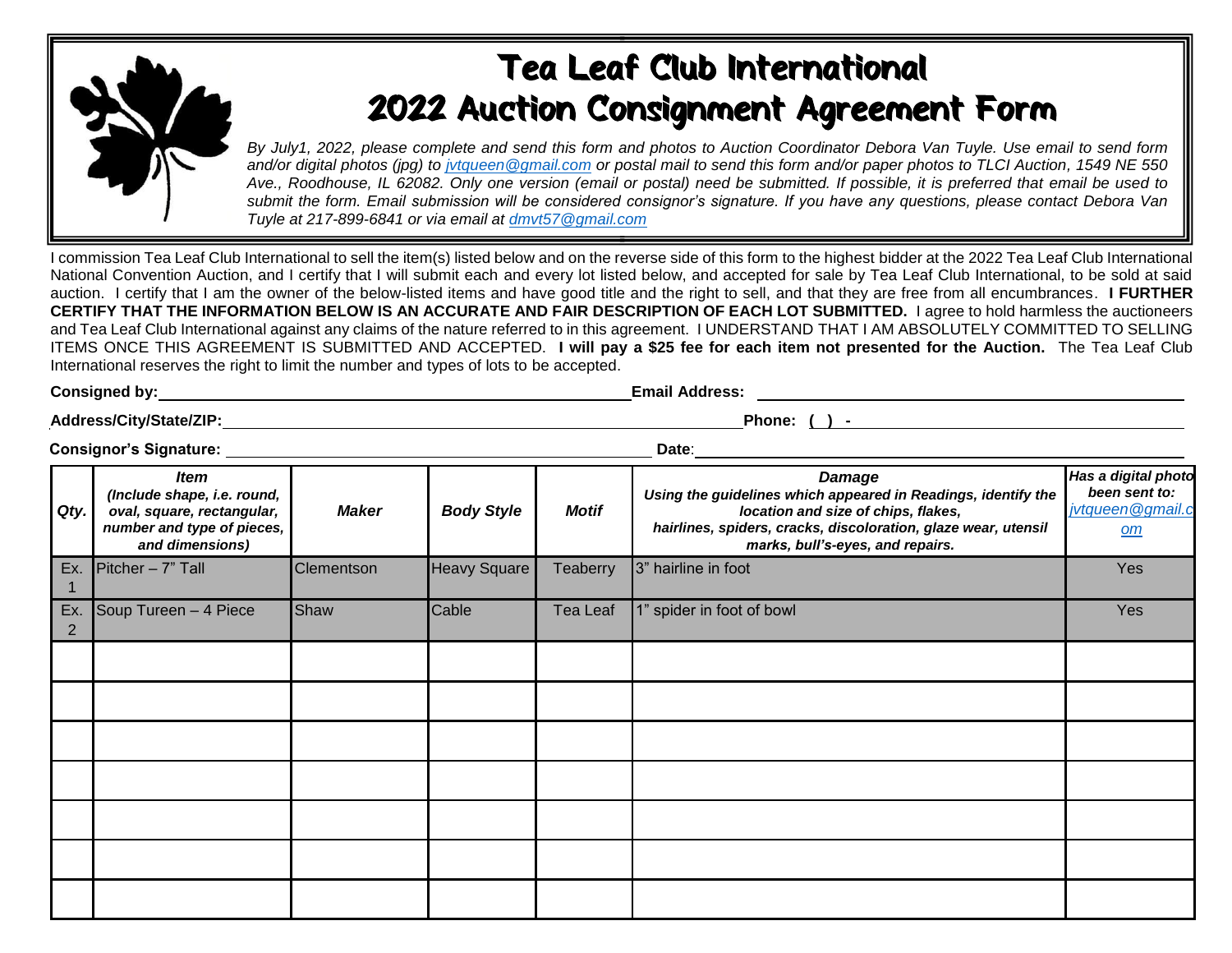# Tea Leaf Club International
# 2022 Auction Consignment Agreement Form

*By July1, 2022, please complete and send this form and photos to Auction Coordinator Debora Van Tuyle. Use email to send form and/or digital photos (jpg) to jvtqueen@gmail.com or postal mail to send this form and/or paper photos to TLCI Auction, 1549 NE 550 Ave., Roodhouse, IL 62082. Only one version (email or postal) need be submitted. If possible, it is preferred that email be used to submit the form. Email submission will be considered consignor's signature. If you have any questions, please contact Debora Van Tuyle at 217-899-6841 or via email at dmvt57@gmail.com*

I commission Tea Leaf Club International to sell the item(s) listed below and on the reverse side of this form to the highest bidder at the 2022 Tea Leaf Club International National Convention Auction, and I certify that I will submit each and every lot listed below, and accepted for sale by Tea Leaf Club International, to be sold at said auction. I certify that I am the owner of the below-listed items and have good title and the right to sell, and that they are free from all encumbrances. **I FURTHER CERTIFY THAT THE INFORMATION BELOW IS AN ACCURATE AND FAIR DESCRIPTION OF EACH LOT SUBMITTED.** I agree to hold harmless the auctioneers and Tea Leaf Club International against any claims of the nature referred to in this agreement. I UNDERSTAND THAT I AM ABSOLUTELY COMMITTED TO SELLING ITEMS ONCE THIS AGREEMENT IS SUBMITTED AND ACCEPTED. **I will pay a $25 fee for each item not presented for the Auction.** The Tea Leaf Club International reserves the right to limit the number and types of lots to be accepted.

**Consigned by:** ______________________ **Email Address:** ______________________

**Address/City/State/ZIP:** ______________________ **Phone: ( ) -** ______________________

**Consignor's Signature:** ______________________ **Date**: ______________________

| *Qty.* | *Item (Include shape, i.e. round, oval, square, rectangular, number and type of pieces, and dimensions)* | *Maker* | *Body Style* | *Motif* | *Damage Using the guidelines which appeared in Readings, identify the location and size of chips, flakes, hairlines, spiders, cracks, discoloration, glaze wear, utensil marks, bull's-eyes, and repairs.* | *Has a digital photo been sent to: jvtqueen@gmail.com* |
|---|---|---|---|---|---|---|
| Ex. 1 | Pitcher – 7" Tall | Clementson | Heavy Square | Teaberry | 3" hairline in foot | Yes |
| Ex. 2 | Soup Tureen – 4 Piece | Shaw | Cable | Tea Leaf | 1" spider in foot of bowl | Yes |
| | | | | | | |
| | | | | | | |
| | | | | | | |
| | | | | | | |
| | | | | | | |
| | | | | | | |
| | | | | | | |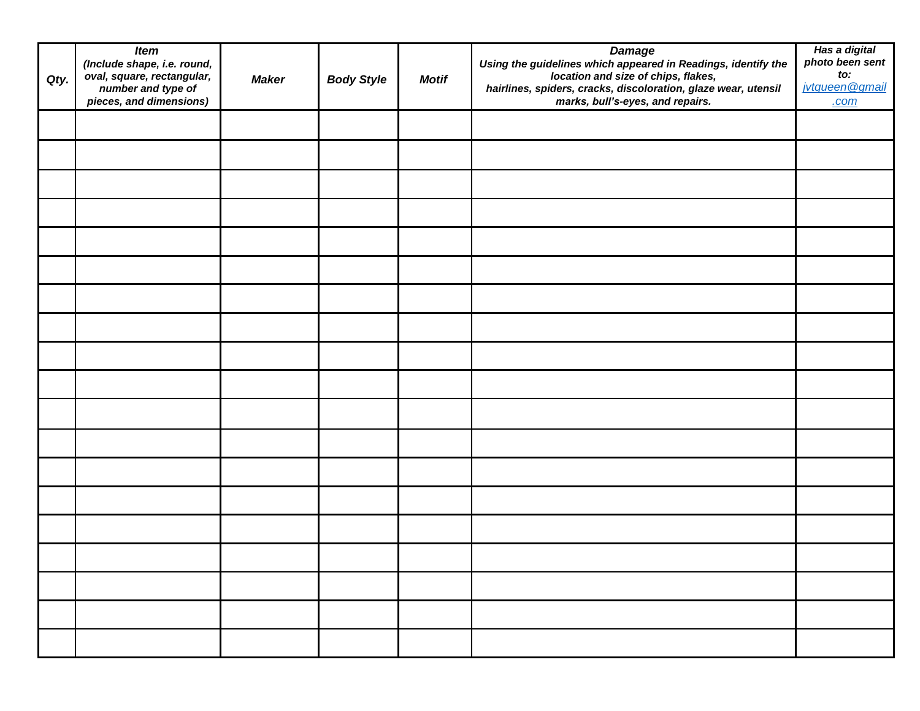| *Qty.* | ***Item*** *(Include shape, i.e. round, oval, square, rectangular, number and type of pieces, and dimensions)* | *Maker* | *Body Style* | *Motif* | ***Damage*** *Using the guidelines which appeared in Readings, identify the location and size of chips, flakes, hairlines, spiders, cracks, discoloration, glaze wear, utensil marks, bull's-eyes, and repairs.* | *Has a digital photo been sent to: jvtqueen@gmail.com* |
|---|---|---|---|---|---|---|
| | | | | | | |
| | | | | | | |
| | | | | | | |
| | | | | | | |
| | | | | | | |
| | | | | | | |
| | | | | | | |
| | | | | | | |
| | | | | | | |
| | | | | | | |
| | | | | | | |
| | | | | | | |
| | | | | | | |
| | | | | | | |
| | | | | | | |
| | | | | | | |
| | | | | | | |
| | | | | | | |
| | | | | | | |